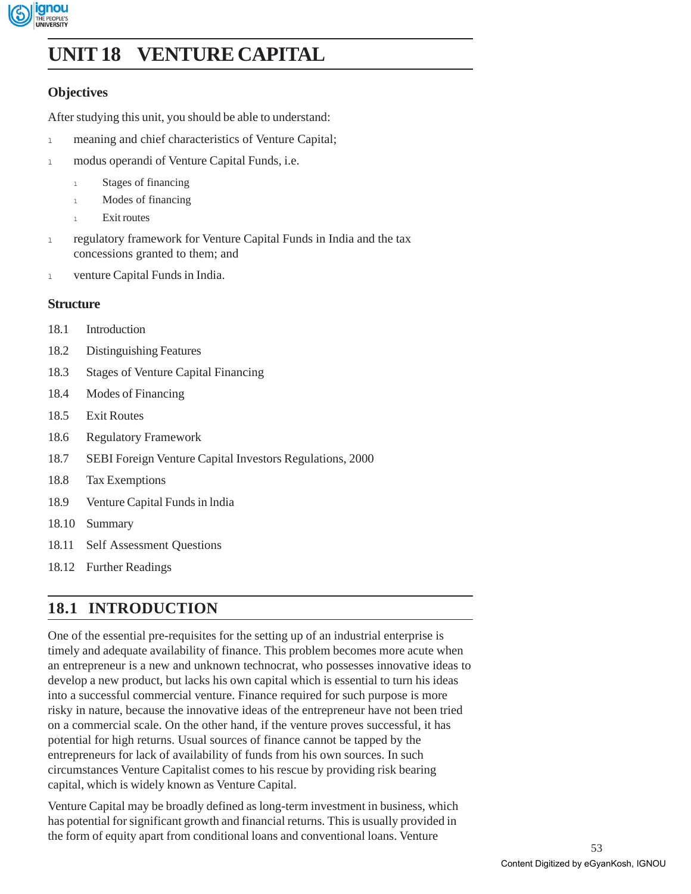# UNIT 18 VENTURE CAPITAL

## Objectives

After studying this unit, you should be able to understand:

- meaning and chief characteristics of Venture Capital;
- modus operandi of Venture Capital Funds, i.e.
  - Stages of financing
  - Modes of financing
  - Exit routes
- regulatory framework for Venture Capital Funds in India and the tax concessions granted to them; and
- venture Capital Funds in India.

## Structure

18.1 Introduction

18.2 Distinguishing Features

18.3 Stages of Venture Capital Financing

18.4 Modes of Financing

18.5 Exit Routes

18.6 Regulatory Framework

18.7 SEBI Foreign Venture Capital Investors Regulations, 2000

18.8 Tax Exemptions

18.9 Venture Capital Funds in lndia

18.10 Summary

18.11 Self Assessment Questions

18.12 Further Readings

## 18.1 INTRODUCTION

One of the essential pre-requisites for the setting up of an industrial enterprise is timely and adequate availability of finance. This problem becomes more acute when an entrepreneur is a new and unknown technocrat, who possesses innovative ideas to develop a new product, but lacks his own capital which is essential to turn his ideas into a successful commercial venture. Finance required for such purpose is more risky in nature, because the innovative ideas of the entrepreneur have not been tried on a commercial scale. On the other hand, if the venture proves successful, it has potential for high returns. Usual sources of finance cannot be tapped by the entrepreneurs for lack of availability of funds from his own sources. In such circumstances Venture Capitalist comes to his rescue by providing risk bearing capital, which is widely known as Venture Capital.

Venture Capital may be broadly defined as long-term investment in business, which has potential for significant growth and financial returns. This is usually provided in the form of equity apart from conditional loans and conventional loans. Venture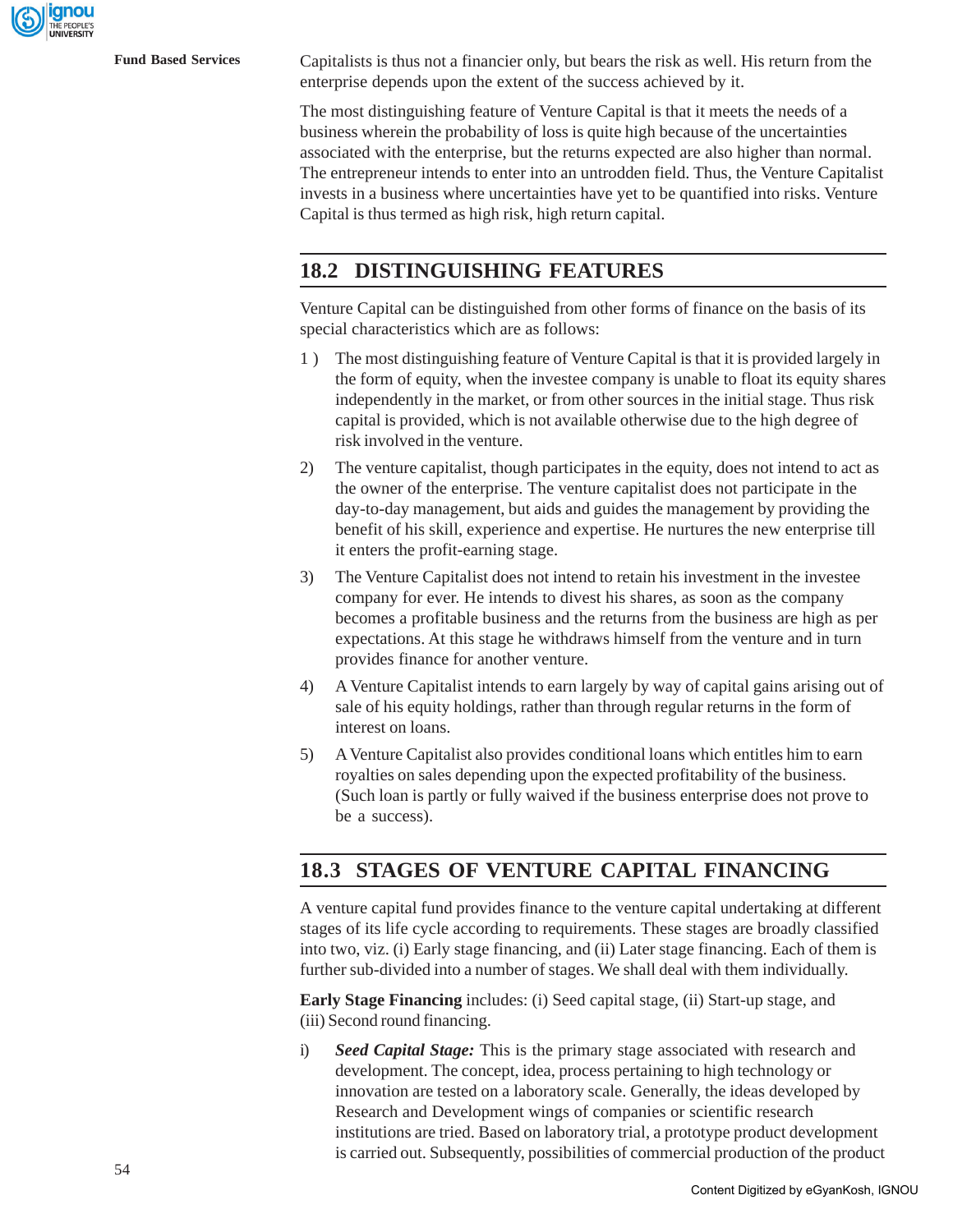Capitalists is thus not a financier only, but bears the risk as well. His return from the enterprise depends upon the extent of the success achieved by it.

The most distinguishing feature of Venture Capital is that it meets the needs of a business wherein the probability of loss is quite high because of the uncertainties associated with the enterprise, but the returns expected are also higher than normal. The entrepreneur intends to enter into an untrodden field. Thus, the Venture Capitalist invests in a business where uncertainties have yet to be quantified into risks. Venture Capital is thus termed as high risk, high return capital.

## 18.2 DISTINGUISHING FEATURES

Venture Capital can be distinguished from other forms of finance on the basis of its special characteristics which are as follows:

1) The most distinguishing feature of Venture Capital is that it is provided largely in the form of equity, when the investee company is unable to float its equity shares independently in the market, or from other sources in the initial stage. Thus risk capital is provided, which is not available otherwise due to the high degree of risk involved in the venture.

2) The venture capitalist, though participates in the equity, does not intend to act as the owner of the enterprise. The venture capitalist does not participate in the day-to-day management, but aids and guides the management by providing the benefit of his skill, experience and expertise. He nurtures the new enterprise till it enters the profit-earning stage.

3) The Venture Capitalist does not intend to retain his investment in the investee company for ever. He intends to divest his shares, as soon as the company becomes a profitable business and the returns from the business are high as per expectations. At this stage he withdraws himself from the venture and in turn provides finance for another venture.

4) A Venture Capitalist intends to earn largely by way of capital gains arising out of sale of his equity holdings, rather than through regular returns in the form of interest on loans.

5) A Venture Capitalist also provides conditional loans which entitles him to earn royalties on sales depending upon the expected profitability of the business. (Such loan is partly or fully waived if the business enterprise does not prove to be a success).

## 18.3 STAGES OF VENTURE CAPITAL FINANCING

A venture capital fund provides finance to the venture capital undertaking at different stages of its life cycle according to requirements. These stages are broadly classified into two, viz. (i) Early stage financing, and (ii) Later stage financing. Each of them is further sub-divided into a number of stages. We shall deal with them individually.

**Early Stage Financing** includes: (i) Seed capital stage, (ii) Start-up stage, and (iii) Second round financing.

i) ***Seed Capital Stage:*** This is the primary stage associated with research and development. The concept, idea, process pertaining to high technology or innovation are tested on a laboratory scale. Generally, the ideas developed by Research and Development wings of companies or scientific research institutions are tried. Based on laboratory trial, a prototype product development is carried out. Subsequently, possibilities of commercial production of the product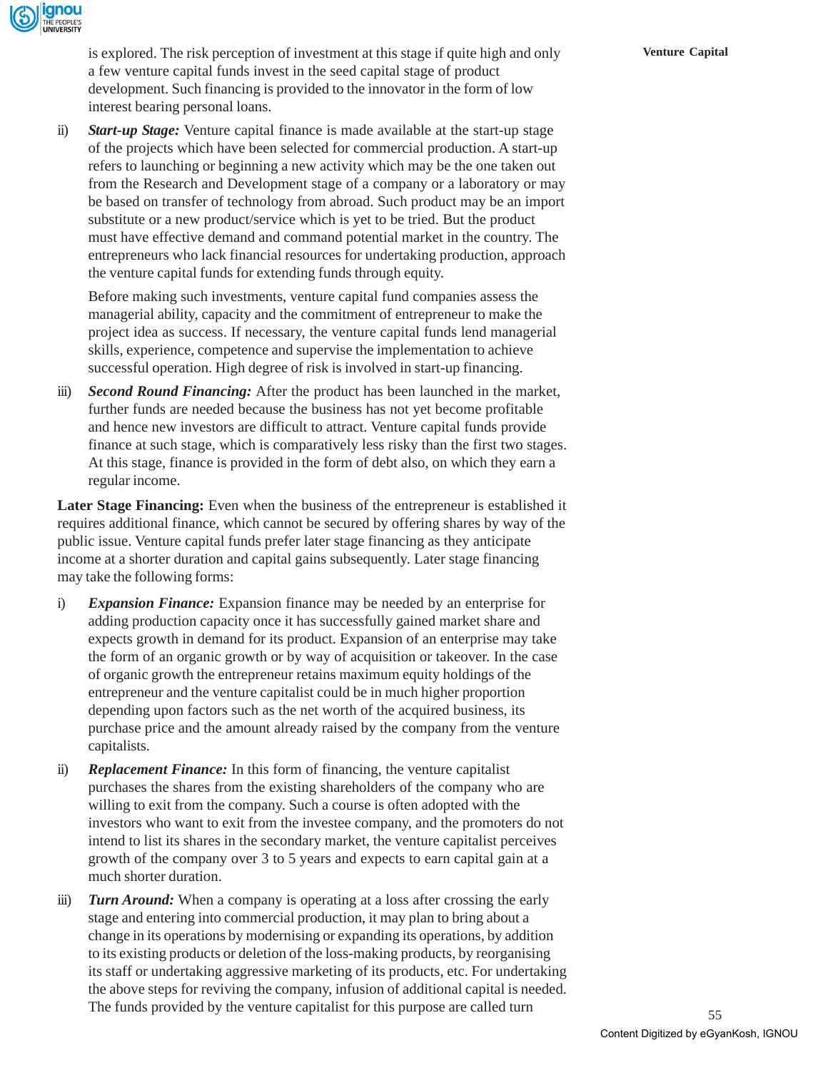is explored. The risk perception of investment at this stage if quite high and only a few venture capital funds invest in the seed capital stage of product development. Such financing is provided to the innovator in the form of low interest bearing personal loans.

ii) ***Start-up Stage:*** Venture capital finance is made available at the start-up stage of the projects which have been selected for commercial production. A start-up refers to launching or beginning a new activity which may be the one taken out from the Research and Development stage of a company or a laboratory or may be based on transfer of technology from abroad. Such product may be an import substitute or a new product/service which is yet to be tried. But the product must have effective demand and command potential market in the country. The entrepreneurs who lack financial resources for undertaking production, approach the venture capital funds for extending funds through equity.

   Before making such investments, venture capital fund companies assess the managerial ability, capacity and the commitment of entrepreneur to make the project idea as success. If necessary, the venture capital funds lend managerial skills, experience, competence and supervise the implementation to achieve successful operation. High degree of risk is involved in start-up financing.

iii) ***Second Round Financing:*** After the product has been launched in the market, further funds are needed because the business has not yet become profitable and hence new investors are difficult to attract. Venture capital funds provide finance at such stage, which is comparatively less risky than the first two stages. At this stage, finance is provided in the form of debt also, on which they earn a regular income.

**Later Stage Financing:** Even when the business of the entrepreneur is established it requires additional finance, which cannot be secured by offering shares by way of the public issue. Venture capital funds prefer later stage financing as they anticipate income at a shorter duration and capital gains subsequently. Later stage financing may take the following forms:

i) ***Expansion Finance:*** Expansion finance may be needed by an enterprise for adding production capacity once it has successfully gained market share and expects growth in demand for its product. Expansion of an enterprise may take the form of an organic growth or by way of acquisition or takeover. In the case of organic growth the entrepreneur retains maximum equity holdings of the entrepreneur and the venture capitalist could be in much higher proportion depending upon factors such as the net worth of the acquired business, its purchase price and the amount already raised by the company from the venture capitalists.

ii) ***Replacement Finance:*** In this form of financing, the venture capitalist purchases the shares from the existing shareholders of the company who are willing to exit from the company. Such a course is often adopted with the investors who want to exit from the investee company, and the promoters do not intend to list its shares in the secondary market, the venture capitalist perceives growth of the company over 3 to 5 years and expects to earn capital gain at a much shorter duration.

iii) ***Turn Around:*** When a company is operating at a loss after crossing the early stage and entering into commercial production, it may plan to bring about a change in its operations by modernising or expanding its operations, by addition to its existing products or deletion of the loss-making products, by reorganising its staff or undertaking aggressive marketing of its products, etc. For undertaking the above steps for reviving the company, infusion of additional capital is needed. The funds provided by the venture capitalist for this purpose are called turn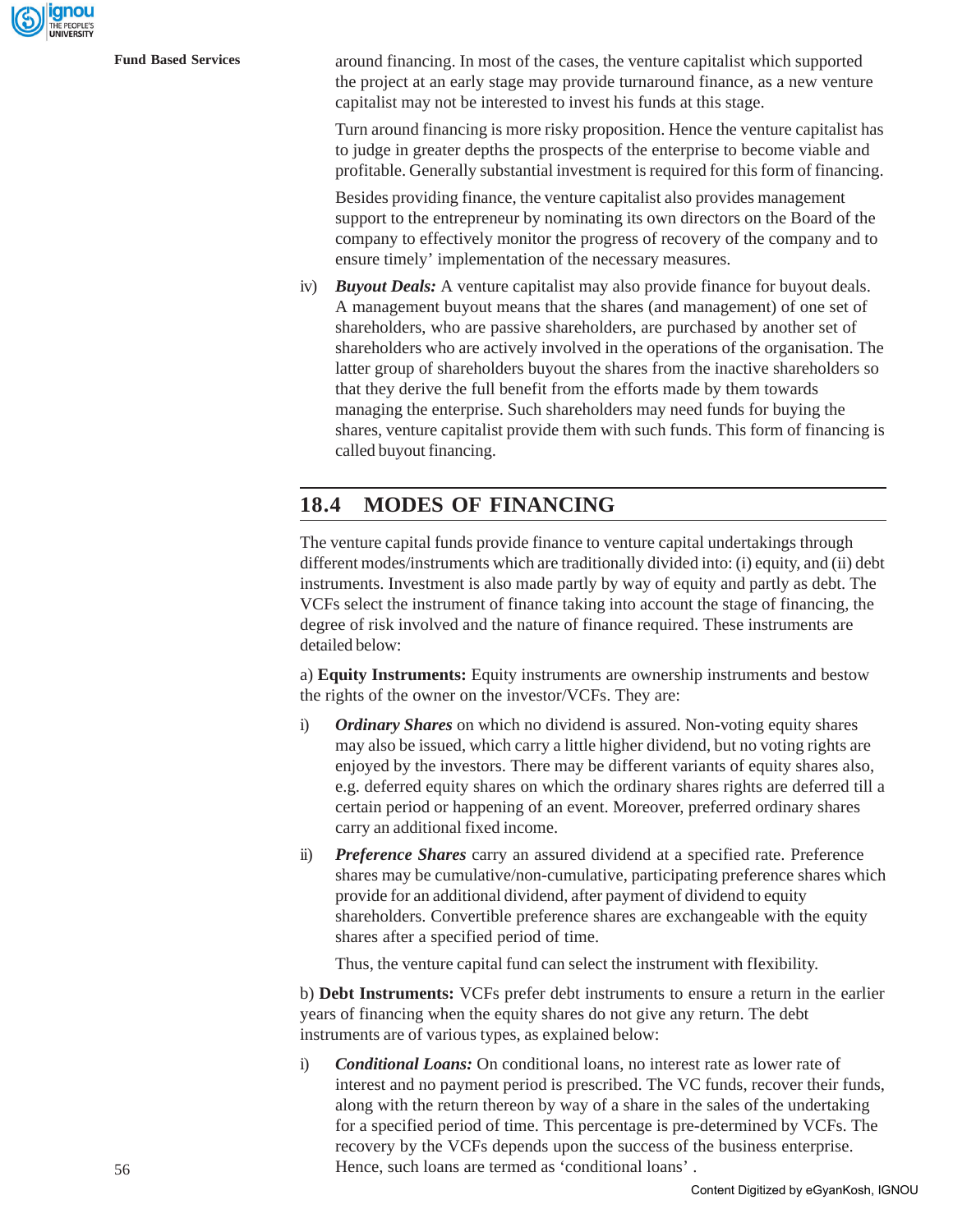around financing. In most of the cases, the venture capitalist which supported the project at an early stage may provide turnaround finance, as a new venture capitalist may not be interested to invest his funds at this stage.

Turn around financing is more risky proposition. Hence the venture capitalist has to judge in greater depths the prospects of the enterprise to become viable and profitable. Generally substantial investment is required for this form of financing.

Besides providing finance, the venture capitalist also provides management support to the entrepreneur by nominating its own directors on the Board of the company to effectively monitor the progress of recovery of the company and to ensure timely' implementation of the necessary measures.

iv) ***Buyout Deals:*** A venture capitalist may also provide finance for buyout deals. A management buyout means that the shares (and management) of one set of shareholders, who are passive shareholders, are purchased by another set of shareholders who are actively involved in the operations of the organisation. The latter group of shareholders buyout the shares from the inactive shareholders so that they derive the full benefit from the efforts made by them towards managing the enterprise. Such shareholders may need funds for buying the shares, venture capitalist provide them with such funds. This form of financing is called buyout financing.

## 18.4 MODES OF FINANCING

The venture capital funds provide finance to venture capital undertakings through different modes/instruments which are traditionally divided into: (i) equity, and (ii) debt instruments. Investment is also made partly by way of equity and partly as debt. The VCFs select the instrument of finance taking into account the stage of financing, the degree of risk involved and the nature of finance required. These instruments are detailed below:

a) **Equity Instruments:** Equity instruments are ownership instruments and bestow the rights of the owner on the investor/VCFs. They are:

i) ***Ordinary Shares*** on which no dividend is assured. Non-voting equity shares may also be issued, which carry a little higher dividend, but no voting rights are enjoyed by the investors. There may be different variants of equity shares also, e.g. deferred equity shares on which the ordinary shares rights are deferred till a certain period or happening of an event. Moreover, preferred ordinary shares carry an additional fixed income.

ii) ***Preference Shares*** carry an assured dividend at a specified rate. Preference shares may be cumulative/non-cumulative, participating preference shares which provide for an additional dividend, after payment of dividend to equity shareholders. Convertible preference shares are exchangeable with the equity shares after a specified period of time.

Thus, the venture capital fund can select the instrument with flexibility.

b) **Debt Instruments:** VCFs prefer debt instruments to ensure a return in the earlier years of financing when the equity shares do not give any return. The debt instruments are of various types, as explained below:

i) ***Conditional Loans:*** On conditional loans, no interest rate as lower rate of interest and no payment period is prescribed. The VC funds, recover their funds, along with the return thereon by way of a share in the sales of the undertaking for a specified period of time. This percentage is pre-determined by VCFs. The recovery by the VCFs depends upon the success of the business enterprise. Hence, such loans are termed as 'conditional loans' .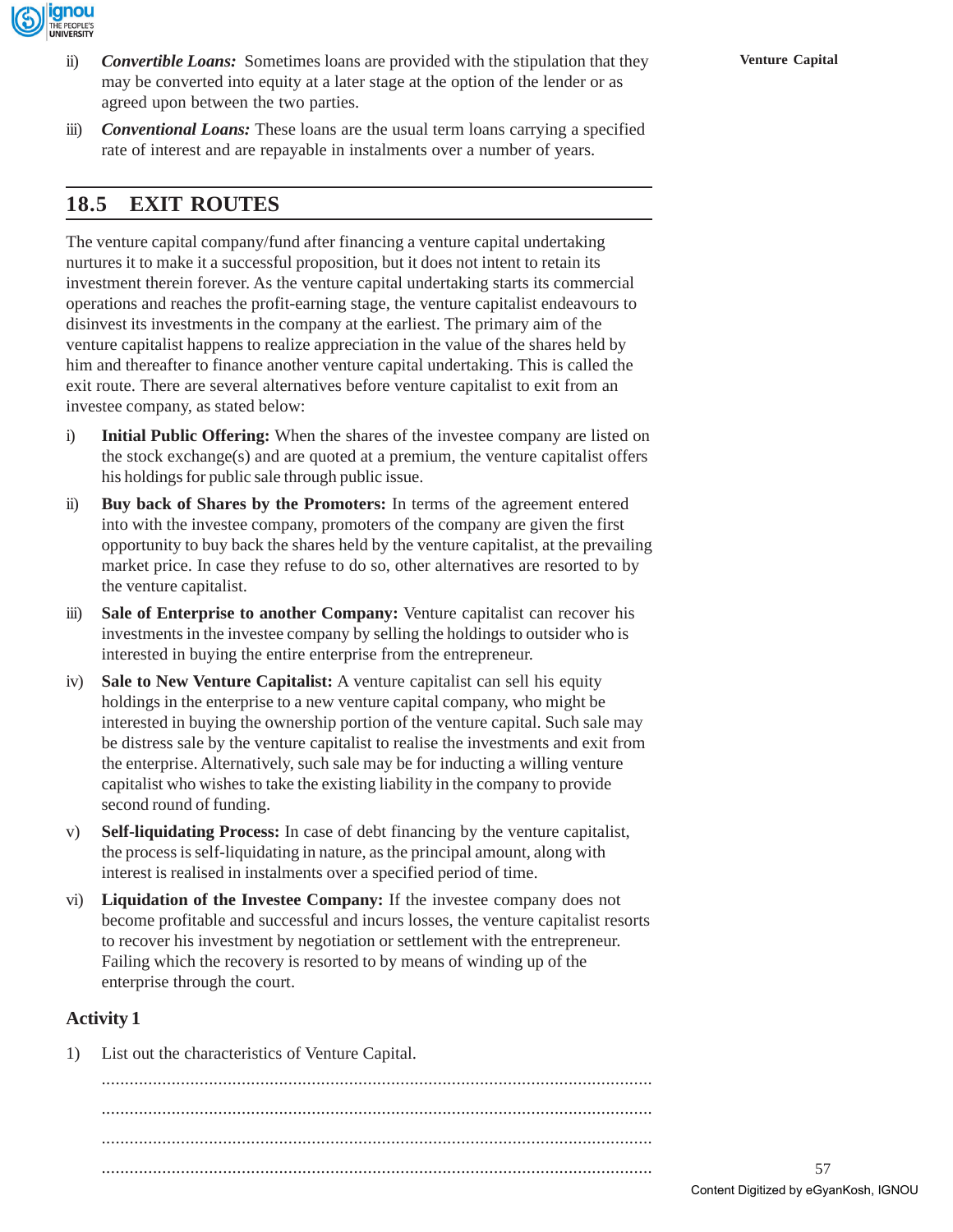ii) ***Convertible Loans:*** Sometimes loans are provided with the stipulation that they may be converted into equity at a later stage at the option of the lender or as agreed upon between the two parties.

iii) ***Conventional Loans:*** These loans are the usual term loans carrying a specified rate of interest and are repayable in instalments over a number of years.

## 18.5 EXIT ROUTES

The venture capital company/fund after financing a venture capital undertaking nurtures it to make it a successful proposition, but it does not intent to retain its investment therein forever. As the venture capital undertaking starts its commercial operations and reaches the profit-earning stage, the venture capitalist endeavours to disinvest its investments in the company at the earliest. The primary aim of the venture capitalist happens to realize appreciation in the value of the shares held by him and thereafter to finance another venture capital undertaking. This is called the exit route. There are several alternatives before venture capitalist to exit from an investee company, as stated below:

i) **Initial Public Offering:** When the shares of the investee company are listed on the stock exchange(s) and are quoted at a premium, the venture capitalist offers his holdings for public sale through public issue.

ii) **Buy back of Shares by the Promoters:** In terms of the agreement entered into with the investee company, promoters of the company are given the first opportunity to buy back the shares held by the venture capitalist, at the prevailing market price. In case they refuse to do so, other alternatives are resorted to by the venture capitalist.

iii) **Sale of Enterprise to another Company:** Venture capitalist can recover his investments in the investee company by selling the holdings to outsider who is interested in buying the entire enterprise from the entrepreneur.

iv) **Sale to New Venture Capitalist:** A venture capitalist can sell his equity holdings in the enterprise to a new venture capital company, who might be interested in buying the ownership portion of the venture capital. Such sale may be distress sale by the venture capitalist to realise the investments and exit from the enterprise. Alternatively, such sale may be for inducting a willing venture capitalist who wishes to take the existing liability in the company to provide second round of funding.

v) **Self-liquidating Process:** In case of debt financing by the venture capitalist, the process is self-liquidating in nature, as the principal amount, along with interest is realised in instalments over a specified period of time.

vi) **Liquidation of the Investee Company:** If the investee company does not become profitable and successful and incurs losses, the venture capitalist resorts to recover his investment by negotiation or settlement with the entrepreneur. Failing which the recovery is resorted to by means of winding up of the enterprise through the court.

### Activity 1

1) List out the characteristics of Venture Capital.

.....................................................................................................................

.....................................................................................................................

.....................................................................................................................

.....................................................................................................................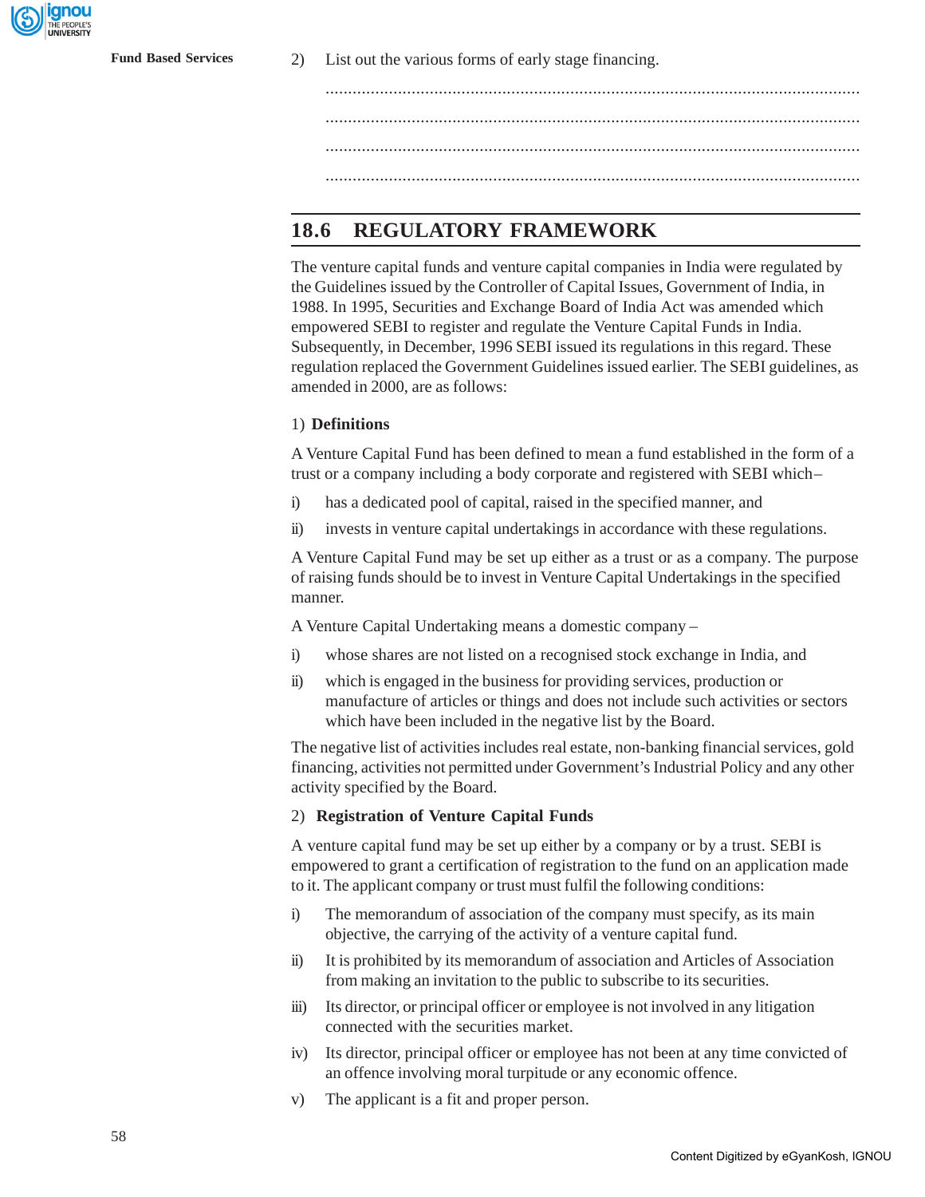2) List out the various forms of early stage financing.

.....................................................................................................................

.....................................................................................................................

.....................................................................................................................

.....................................................................................................................

## 18.6 REGULATORY FRAMEWORK

The venture capital funds and venture capital companies in India were regulated by the Guidelines issued by the Controller of Capital Issues, Government of India, in 1988. In 1995, Securities and Exchange Board of India Act was amended which empowered SEBI to register and regulate the Venture Capital Funds in India. Subsequently, in December, 1996 SEBI issued its regulations in this regard. These regulation replaced the Government Guidelines issued earlier. The SEBI guidelines, as amended in 2000, are as follows:

1) **Definitions**

A Venture Capital Fund has been defined to mean a fund established in the form of a trust or a company including a body corporate and registered with SEBI which–

i) has a dedicated pool of capital, raised in the specified manner, and

ii) invests in venture capital undertakings in accordance with these regulations.

A Venture Capital Fund may be set up either as a trust or as a company. The purpose of raising funds should be to invest in Venture Capital Undertakings in the specified manner.

A Venture Capital Undertaking means a domestic company –

i) whose shares are not listed on a recognised stock exchange in India, and

ii) which is engaged in the business for providing services, production or manufacture of articles or things and does not include such activities or sectors which have been included in the negative list by the Board.

The negative list of activities includes real estate, non-banking financial services, gold financing, activities not permitted under Government's Industrial Policy and any other activity specified by the Board.

2) **Registration of Venture Capital Funds**

A venture capital fund may be set up either by a company or by a trust. SEBI is empowered to grant a certification of registration to the fund on an application made to it. The applicant company or trust must fulfil the following conditions:

i) The memorandum of association of the company must specify, as its main objective, the carrying of the activity of a venture capital fund.

ii) It is prohibited by its memorandum of association and Articles of Association from making an invitation to the public to subscribe to its securities.

iii) Its director, or principal officer or employee is not involved in any litigation connected with the securities market.

iv) Its director, principal officer or employee has not been at any time convicted of an offence involving moral turpitude or any economic offence.

v) The applicant is a fit and proper person.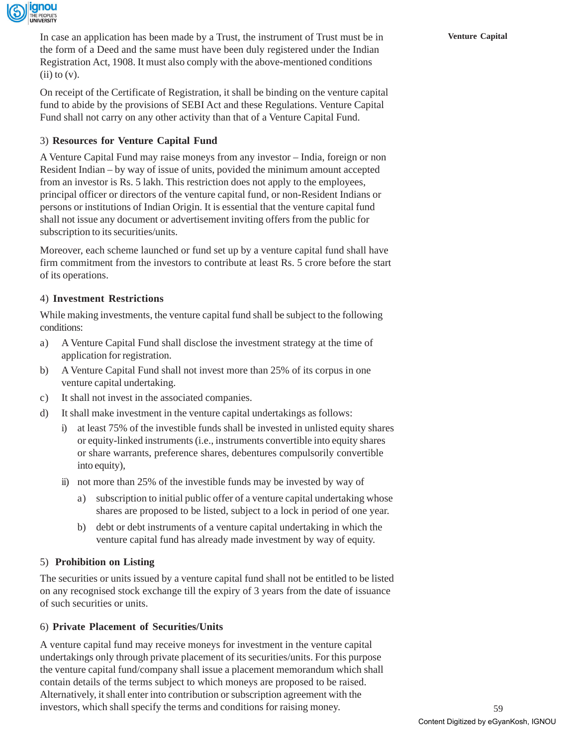In case an application has been made by a Trust, the instrument of Trust must be in the form of a Deed and the same must have been duly registered under the Indian Registration Act, 1908. It must also comply with the above-mentioned conditions (ii) to (v).

On receipt of the Certificate of Registration, it shall be binding on the venture capital fund to abide by the provisions of SEBI Act and these Regulations. Venture Capital Fund shall not carry on any other activity than that of a Venture Capital Fund.

3) **Resources for Venture Capital Fund**

A Venture Capital Fund may raise moneys from any investor – India, foreign or non Resident Indian – by way of issue of units, povided the minimum amount accepted from an investor is Rs. 5 lakh. This restriction does not apply to the employees, principal officer or directors of the venture capital fund, or non-Resident Indians or persons or institutions of Indian Origin. It is essential that the venture capital fund shall not issue any document or advertisement inviting offers from the public for subscription to its securities/units.

Moreover, each scheme launched or fund set up by a venture capital fund shall have firm commitment from the investors to contribute at least Rs. 5 crore before the start of its operations.

4) **Investment Restrictions**

While making investments, the venture capital fund shall be subject to the following conditions:

a) A Venture Capital Fund shall disclose the investment strategy at the time of application for registration.

b) A Venture Capital Fund shall not invest more than 25% of its corpus in one venture capital undertaking.

c) It shall not invest in the associated companies.

d) It shall make investment in the venture capital undertakings as follows:

   i) at least 75% of the investible funds shall be invested in unlisted equity shares or equity-linked instruments (i.e., instruments convertible into equity shares or share warrants, preference shares, debentures compulsorily convertible into equity),

   ii) not more than 25% of the investible funds may be invested by way of

      a) subscription to initial public offer of a venture capital undertaking whose shares are proposed to be listed, subject to a lock in period of one year.

      b) debt or debt instruments of a venture capital undertaking in which the venture capital fund has already made investment by way of equity.

5) **Prohibition on Listing**

The securities or units issued by a venture capital fund shall not be entitled to be listed on any recognised stock exchange till the expiry of 3 years from the date of issuance of such securities or units.

6) **Private Placement of Securities/Units**

A venture capital fund may receive moneys for investment in the venture capital undertakings only through private placement of its securities/units. For this purpose the venture capital fund/company shall issue a placement memorandum which shall contain details of the terms subject to which moneys are proposed to be raised. Alternatively, it shall enter into contribution or subscription agreement with the investors, which shall specify the terms and conditions for raising money.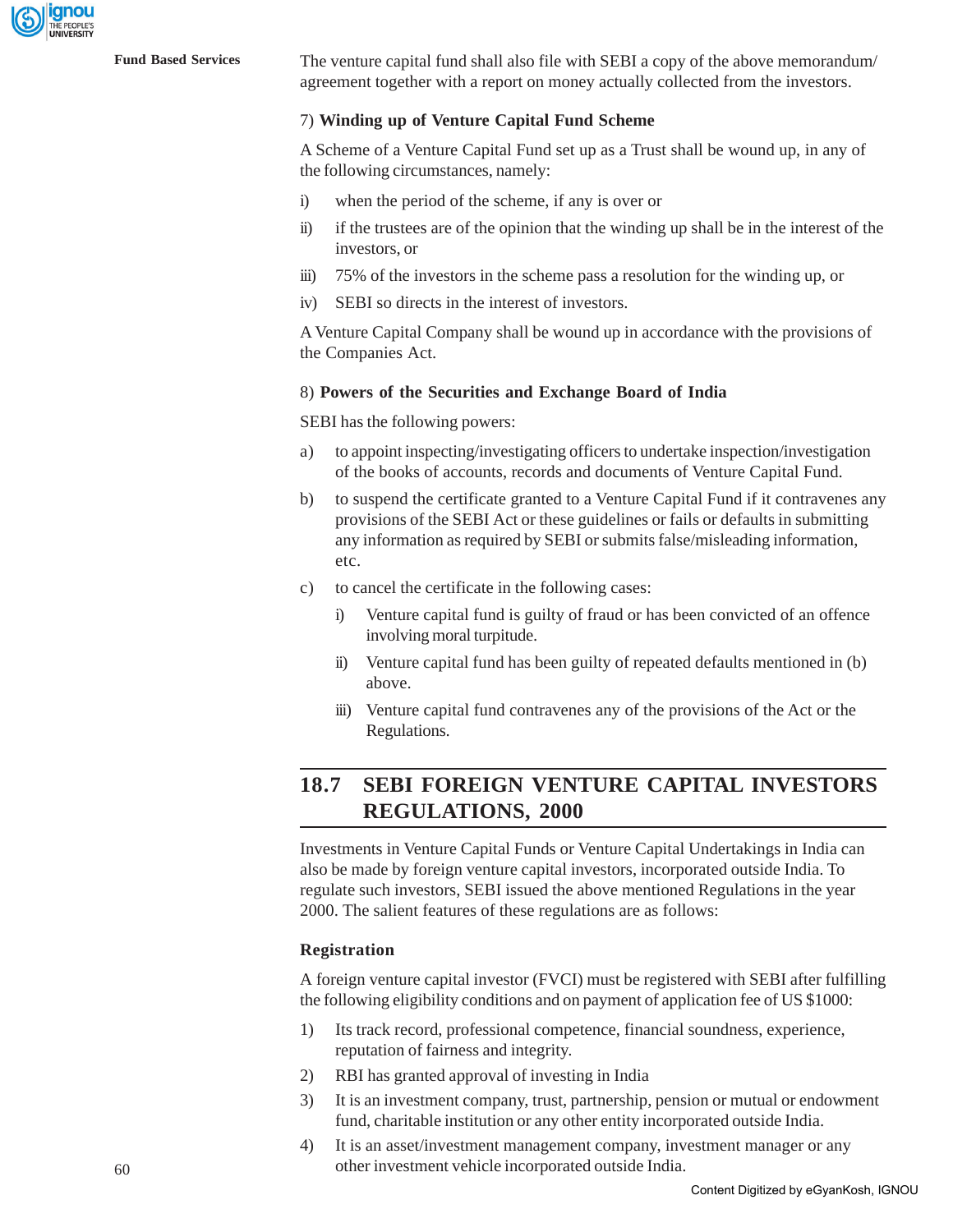The venture capital fund shall also file with SEBI a copy of the above memorandum/ agreement together with a report on money actually collected from the investors.

### 7) Winding up of Venture Capital Fund Scheme

A Scheme of a Venture Capital Fund set up as a Trust shall be wound up, in any of the following circumstances, namely:

i) when the period of the scheme, if any is over or

ii) if the trustees are of the opinion that the winding up shall be in the interest of the investors, or

iii) 75% of the investors in the scheme pass a resolution for the winding up, or

iv) SEBI so directs in the interest of investors.

A Venture Capital Company shall be wound up in accordance with the provisions of the Companies Act.

### 8) Powers of the Securities and Exchange Board of India

SEBI has the following powers:

a) to appoint inspecting/investigating officers to undertake inspection/investigation of the books of accounts, records and documents of Venture Capital Fund.

b) to suspend the certificate granted to a Venture Capital Fund if it contravenes any provisions of the SEBI Act or these guidelines or fails or defaults in submitting any information as required by SEBI or submits false/misleading information, etc.

c) to cancel the certificate in the following cases:

   i) Venture capital fund is guilty of fraud or has been convicted of an offence involving moral turpitude.

   ii) Venture capital fund has been guilty of repeated defaults mentioned in (b) above.

   iii) Venture capital fund contravenes any of the provisions of the Act or the Regulations.

## 18.7 SEBI FOREIGN VENTURE CAPITAL INVESTORS REGULATIONS, 2000

Investments in Venture Capital Funds or Venture Capital Undertakings in India can also be made by foreign venture capital investors, incorporated outside India. To regulate such investors, SEBI issued the above mentioned Regulations in the year 2000. The salient features of these regulations are as follows:

### Registration

A foreign venture capital investor (FVCI) must be registered with SEBI after fulfilling the following eligibility conditions and on payment of application fee of US $1000:

1) Its track record, professional competence, financial soundness, experience, reputation of fairness and integrity.

2) RBI has granted approval of investing in India

3) It is an investment company, trust, partnership, pension or mutual or endowment fund, charitable institution or any other entity incorporated outside India.

4) It is an asset/investment management company, investment manager or any other investment vehicle incorporated outside India.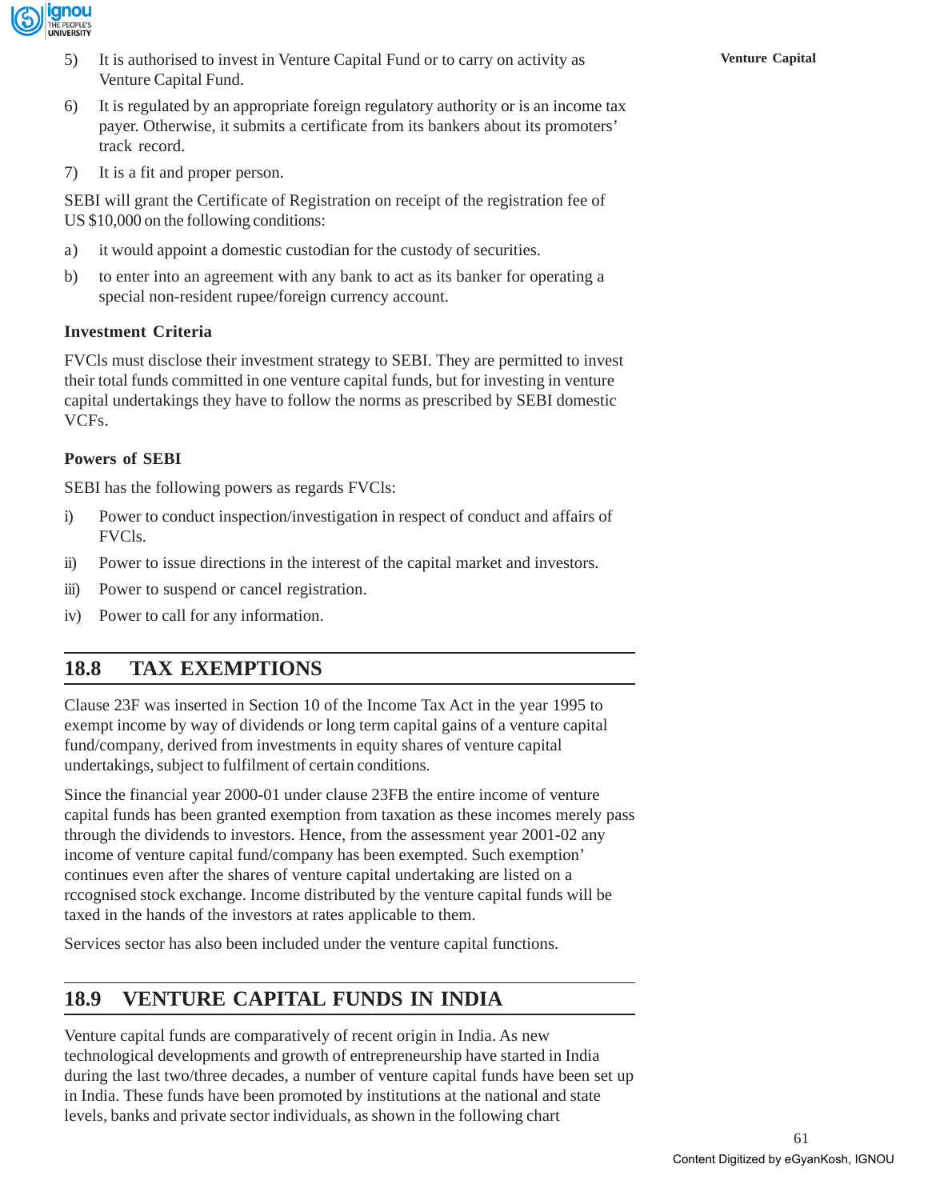5) It is authorised to invest in Venture Capital Fund or to carry on activity as Venture Capital Fund.

6) It is regulated by an appropriate foreign regulatory authority or is an income tax payer. Otherwise, it submits a certificate from its bankers about its promoters' track record.

7) It is a fit and proper person.

SEBI will grant the Certificate of Registration on receipt of the registration fee of US $10,000 on the following conditions:

a) it would appoint a domestic custodian for the custody of securities.

b) to enter into an agreement with any bank to act as its banker for operating a special non-resident rupee/foreign currency account.

**Investment Criteria**

FVCIs must disclose their investment strategy to SEBI. They are permitted to invest their total funds committed in one venture capital funds, but for investing in venture capital undertakings they have to follow the norms as prescribed by SEBI domestic VCFs.

**Powers of SEBI**

SEBI has the following powers as regards FVCIs:

i) Power to conduct inspection/investigation in respect of conduct and affairs of FVCIs.

ii) Power to issue directions in the interest of the capital market and investors.

iii) Power to suspend or cancel registration.

iv) Power to call for any information.

## 18.8 TAX EXEMPTIONS

Clause 23F was inserted in Section 10 of the Income Tax Act in the year 1995 to exempt income by way of dividends or long term capital gains of a venture capital fund/company, derived from investments in equity shares of venture capital undertakings, subject to fulfilment of certain conditions.

Since the financial year 2000-01 under clause 23FB the entire income of venture capital funds has been granted exemption from taxation as these incomes merely pass through the dividends to investors. Hence, from the assessment year 2001-02 any income of venture capital fund/company has been exempted. Such exemption' continues even after the shares of venture capital undertaking are listed on a rccognised stock exchange. Income distributed by the venture capital funds will be taxed in the hands of the investors at rates applicable to them.

Services sector has also been included under the venture capital functions.

## 18.9 VENTURE CAPITAL FUNDS IN INDIA

Venture capital funds are comparatively of recent origin in India. As new technological developments and growth of entrepreneurship have started in India during the last two/three decades, a number of venture capital funds have been set up in India. These funds have been promoted by institutions at the national and state levels, banks and private sector individuals, as shown in the following chart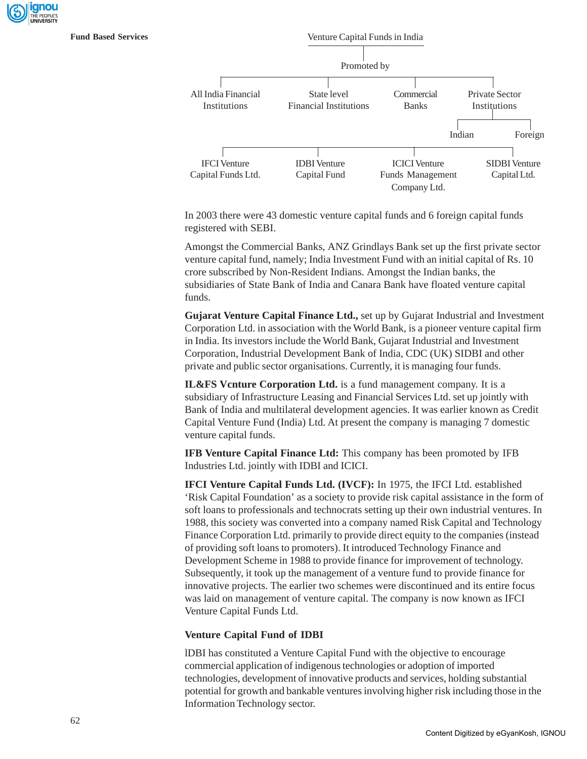Venture Capital Funds in India

Promoted by

- All India Financial Institutions
- State level Financial Institutions
- Commercial Banks
- Private Sector Institutions
  - Indian
  - Foreign

- IFCI Venture Capital Funds Ltd.
- IDBI Venture Capital Fund
- ICICI Venture Funds Management Company Ltd.
- SIDBI Venture Capital Ltd.

In 2003 there were 43 domestic venture capital funds and 6 foreign capital funds registered with SEBI.

Amongst the Commercial Banks, ANZ Grindlays Bank set up the first private sector venture capital fund, namely; India Investment Fund with an initial capital of Rs. 10 crore subscribed by Non-Resident Indians. Amongst the Indian banks, the subsidiaries of State Bank of India and Canara Bank have floated venture capital funds.

**Gujarat Venture Capital Finance Ltd.,** set up by Gujarat Industrial and Investment Corporation Ltd. in association with the World Bank, is a pioneer venture capital firm in India. Its investors include the World Bank, Gujarat Industrial and Investment Corporation, Industrial Development Bank of India, CDC (UK) SIDBI and other private and public sector organisations. Currently, it is managing four funds.

**IL&FS Vcnture Corporation Ltd.** is a fund management company. It is a subsidiary of Infrastructure Leasing and Financial Services Ltd. set up jointly with Bank of India and multilateral development agencies. It was earlier known as Credit Capital Venture Fund (India) Ltd. At present the company is managing 7 domestic venture capital funds.

**IFB Venture Capital Finance Ltd:** This company has been promoted by IFB Industries Ltd. jointly with IDBI and ICICI.

**IFCI Venture Capital Funds Ltd. (IVCF):** In 1975, the IFCI Ltd. established 'Risk Capital Foundation' as a society to provide risk capital assistance in the form of soft loans to professionals and technocrats setting up their own industrial ventures. In 1988, this society was converted into a company named Risk Capital and Technology Finance Corporation Ltd. primarily to provide direct equity to the companies (instead of providing soft loans to promoters). It introduced Technology Finance and Development Scheme in 1988 to provide finance for improvement of technology. Subsequently, it took up the management of a venture fund to provide finance for innovative projects. The earlier two schemes were discontinued and its entire focus was laid on management of venture capital. The company is now known as IFCI Venture Capital Funds Ltd.

### Venture Capital Fund of IDBI

lDBI has constituted a Venture Capital Fund with the objective to encourage commercial application of indigenous technologies or adoption of imported technologies, development of innovative products and services, holding substantial potential for growth and bankable ventures involving higher risk including those in the Information Technology sector.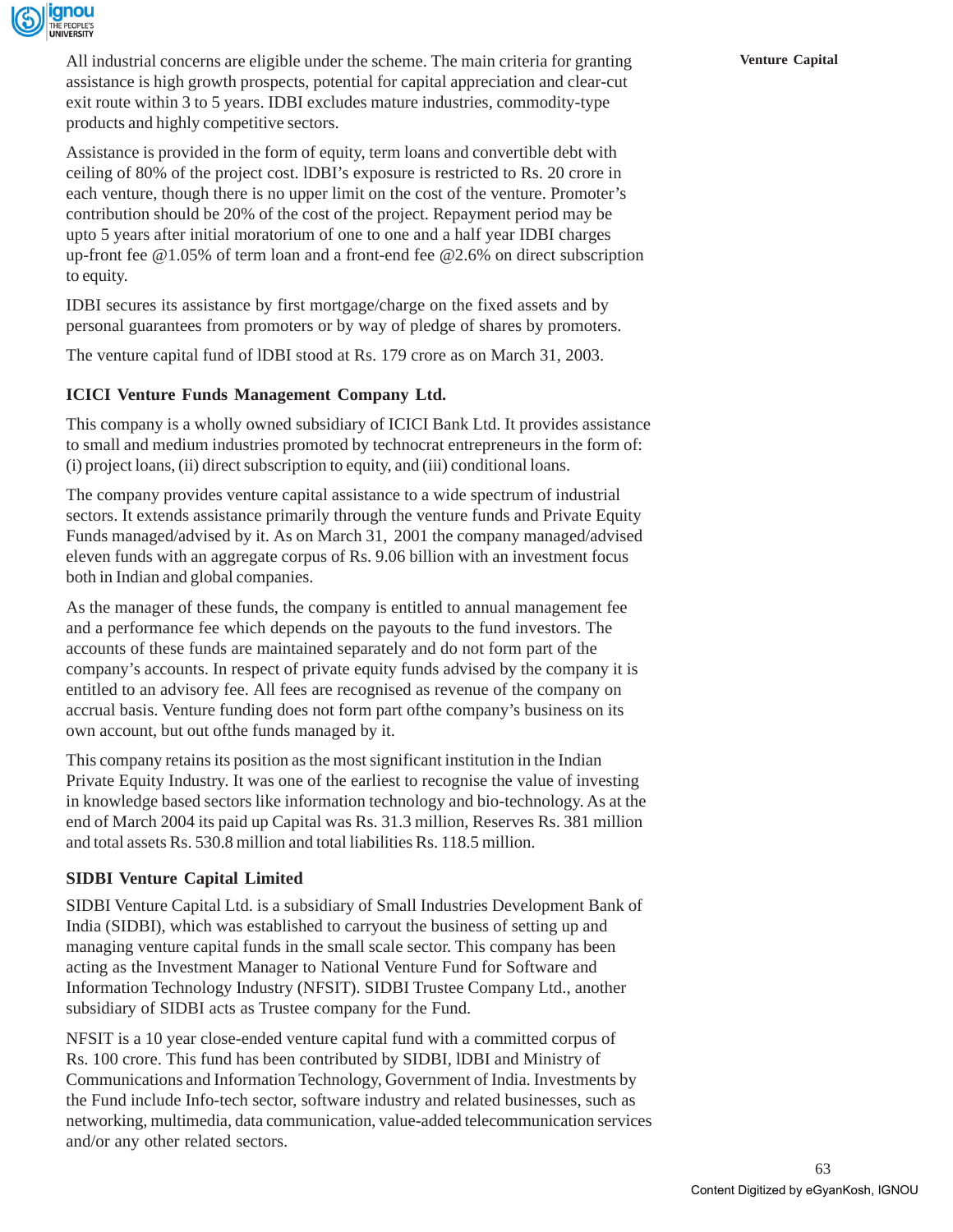All industrial concerns are eligible under the scheme. The main criteria for granting assistance is high growth prospects, potential for capital appreciation and clear-cut exit route within 3 to 5 years. IDBI excludes mature industries, commodity-type products and highly competitive sectors.

Assistance is provided in the form of equity, term loans and convertible debt with ceiling of 80% of the project cost. lDBI's exposure is restricted to Rs. 20 crore in each venture, though there is no upper limit on the cost of the venture. Promoter's contribution should be 20% of the cost of the project. Repayment period may be upto 5 years after initial moratorium of one to one and a half year IDBI charges up-front fee @1.05% of term loan and a front-end fee @2.6% on direct subscription to equity.

IDBI secures its assistance by first mortgage/charge on the fixed assets and by personal guarantees from promoters or by way of pledge of shares by promoters.

The venture capital fund of lDBI stood at Rs. 179 crore as on March 31, 2003.

### ICICI Venture Funds Management Company Ltd.

This company is a wholly owned subsidiary of ICICI Bank Ltd. It provides assistance to small and medium industries promoted by technocrat entrepreneurs in the form of: (i) project loans, (ii) direct subscription to equity, and (iii) conditional loans.

The company provides venture capital assistance to a wide spectrum of industrial sectors. It extends assistance primarily through the venture funds and Private Equity Funds managed/advised by it. As on March 31, 2001 the company managed/advised eleven funds with an aggregate corpus of Rs. 9.06 billion with an investment focus both in Indian and global companies.

As the manager of these funds, the company is entitled to annual management fee and a performance fee which depends on the payouts to the fund investors. The accounts of these funds are maintained separately and do not form part of the company's accounts. In respect of private equity funds advised by the company it is entitled to an advisory fee. All fees are recognised as revenue of the company on accrual basis. Venture funding does not form part ofthe company's business on its own account, but out ofthe funds managed by it.

This company retains its position as the most significant institution in the Indian Private Equity Industry. It was one of the earliest to recognise the value of investing in knowledge based sectors like information technology and bio-technology. As at the end of March 2004 its paid up Capital was Rs. 31.3 million, Reserves Rs. 381 million and total assets Rs. 530.8 million and total liabilities Rs. 118.5 million.

### SIDBI Venture Capital Limited

SIDBI Venture Capital Ltd. is a subsidiary of Small Industries Development Bank of India (SIDBI), which was established to carryout the business of setting up and managing venture capital funds in the small scale sector. This company has been acting as the Investment Manager to National Venture Fund for Software and Information Technology Industry (NFSIT). SIDBI Trustee Company Ltd., another subsidiary of SIDBI acts as Trustee company for the Fund.

NFSIT is a 10 year close-ended venture capital fund with a committed corpus of Rs. 100 crore. This fund has been contributed by SIDBI, lDBI and Ministry of Communications and Information Technology, Government of India. Investments by the Fund include Info-tech sector, software industry and related businesses, such as networking, multimedia, data communication, value-added telecommunication services and/or any other related sectors.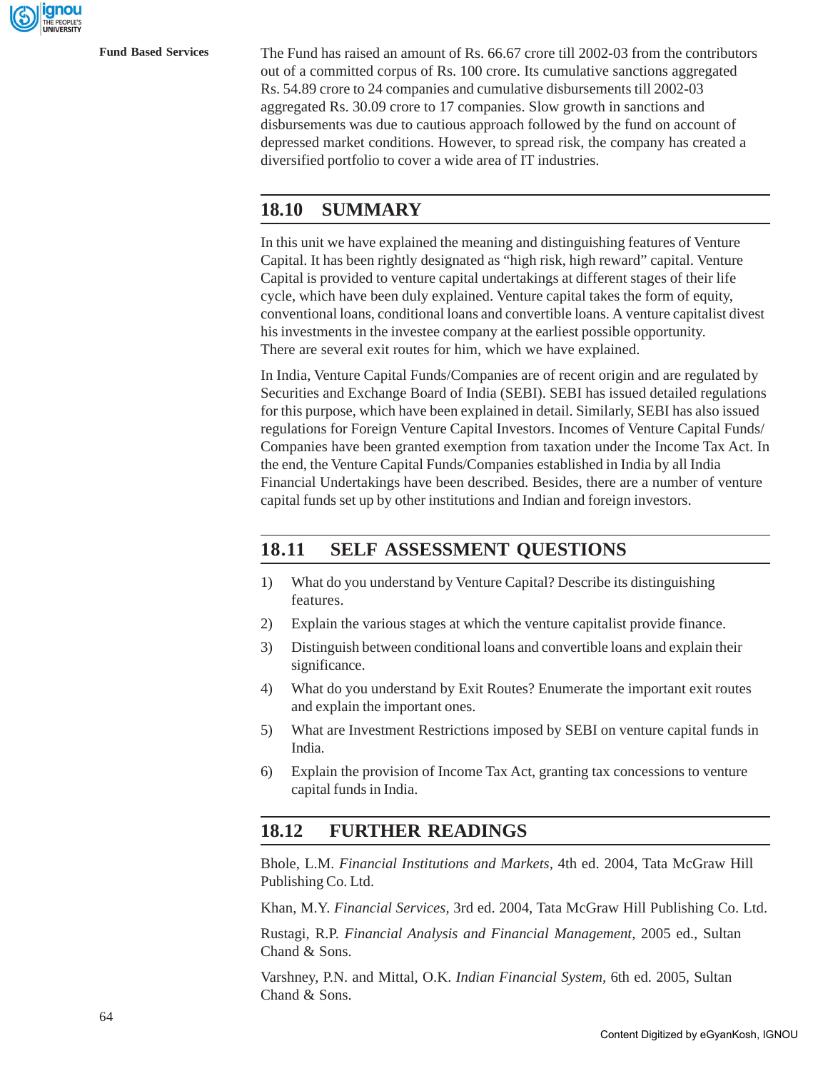The Fund has raised an amount of Rs. 66.67 crore till 2002-03 from the contributors out of a committed corpus of Rs. 100 crore. Its cumulative sanctions aggregated Rs. 54.89 crore to 24 companies and cumulative disbursements till 2002-03 aggregated Rs. 30.09 crore to 17 companies. Slow growth in sanctions and disbursements was due to cautious approach followed by the fund on account of depressed market conditions. However, to spread risk, the company has created a diversified portfolio to cover a wide area of IT industries.

## 18.10 SUMMARY

In this unit we have explained the meaning and distinguishing features of Venture Capital. It has been rightly designated as "high risk, high reward" capital. Venture Capital is provided to venture capital undertakings at different stages of their life cycle, which have been duly explained. Venture capital takes the form of equity, conventional loans, conditional loans and convertible loans. A venture capitalist divest his investments in the investee company at the earliest possible opportunity. There are several exit routes for him, which we have explained.

In India, Venture Capital Funds/Companies are of recent origin and are regulated by Securities and Exchange Board of India (SEBI). SEBI has issued detailed regulations for this purpose, which have been explained in detail. Similarly, SEBI has also issued regulations for Foreign Venture Capital Investors. Incomes of Venture Capital Funds/ Companies have been granted exemption from taxation under the Income Tax Act. In the end, the Venture Capital Funds/Companies established in India by all India Financial Undertakings have been described. Besides, there are a number of venture capital funds set up by other institutions and Indian and foreign investors.

## 18.11 SELF ASSESSMENT QUESTIONS

1) What do you understand by Venture Capital? Describe its distinguishing features.
2) Explain the various stages at which the venture capitalist provide finance.
3) Distinguish between conditional loans and convertible loans and explain their significance.
4) What do you understand by Exit Routes? Enumerate the important exit routes and explain the important ones.
5) What are Investment Restrictions imposed by SEBI on venture capital funds in India.
6) Explain the provision of Income Tax Act, granting tax concessions to venture capital funds in India.

## 18.12 FURTHER READINGS

Bhole, L.M. *Financial Institutions and Markets*, 4th ed. 2004, Tata McGraw Hill Publishing Co. Ltd.

Khan, M.Y. *Financial Services*, 3rd ed. 2004, Tata McGraw Hill Publishing Co. Ltd.

Rustagi, R.P. *Financial Analysis and Financial Management*, 2005 ed., Sultan Chand & Sons.

Varshney, P.N. and Mittal, O.K. *Indian Financial System*, 6th ed. 2005, Sultan Chand & Sons.